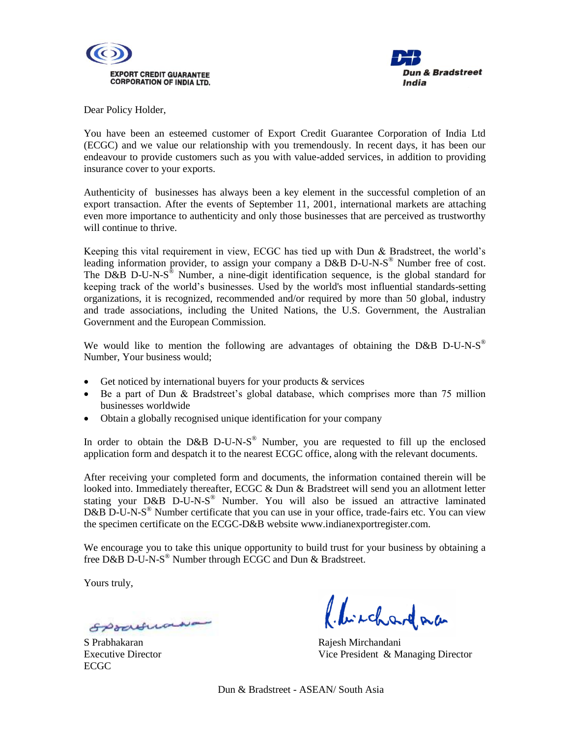EXPORT CREDIT GUARANTEE CORPORATION OF INDIA LTD.

Dun & Bradstreet India

Dear Policy Holder,

You have been an esteemed customer of Export Credit Guarantee Corporation of India Ltd (ECGC) and we value our relationship with you tremendously. In recent days, it has been our endeavour to provide customers such as you with value-added services, in addition to providing insurance cover to your exports.

Authenticity of businesses has always been a key element in the successful completion of an export transaction. After the events of September 11, 2001, international markets are attaching even more importance to authenticity and only those businesses that are perceived as trustworthy will continue to thrive.

Keeping this vital requirement in view, ECGC has tied up with Dun & Bradstreet, the world's leading information provider, to assign your company a D&B D-U-N-S® Number free of cost. The D&B D-U-N-S® Number, a nine-digit identification sequence, is the global standard for keeping track of the world's businesses. Used by the world's most influential standards-setting organizations, it is recognized, recommended and/or required by more than 50 global, industry and trade associations, including the United Nations, the U.S. Government, the Australian Government and the European Commission.

We would like to mention the following are advantages of obtaining the D&B D-U-N-S® Number, Your business would;

- Get noticed by international buyers for your products & services
- Be a part of Dun & Bradstreet's global database, which comprises more than 75 million businesses worldwide
- Obtain a globally recognised unique identification for your company

In order to obtain the D&B D-U-N-S® Number, you are requested to fill up the enclosed application form and despatch it to the nearest ECGC office, along with the relevant documents.

After receiving your completed form and documents, the information contained therein will be looked into. Immediately thereafter, ECGC & Dun & Bradstreet will send you an allotment letter stating your D&B D-U-N-S® Number. You will also be issued an attractive laminated D&B D-U-N-S® Number certificate that you can use in your office, trade-fairs etc. You can view the specimen certificate on the ECGC-D&B website www.indianexportregister.com.

We encourage you to take this unique opportunity to build trust for your business by obtaining a free D&B D-U-N-S® Number through ECGC and Dun & Bradstreet.

Yours truly,

S Prabhakaran
Executive Director
ECGC

Rajesh Mirchandani
Vice President & Managing Director
Dun & Bradstreet - ASEAN/ South Asia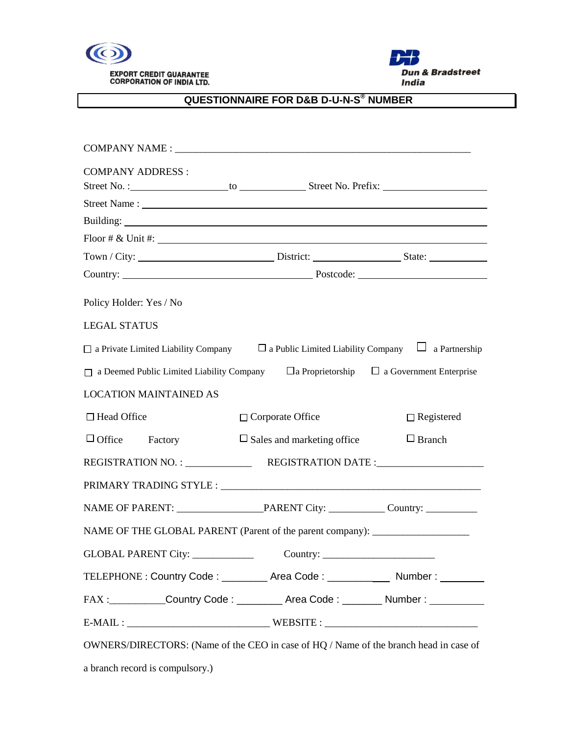EXPORT CREDIT GUARANTEE CORPORATION OF INDIA LTD.

Dun & Bradstreet India

# QUESTIONNAIRE FOR D&B D-U-N-S® NUMBER

COMPANY NAME : ____________________________________________________________

COMPANY ADDRESS :

Street No. :__________________ to ____________ Street No. Prefix: ___________________

Street Name : ______________________________________________________________

Building: _________________________________________________________________

Floor # & Unit #: ___________________________________________________________

Town / City: __________________________ District: ________________ State: ___________

Country: ____________________________________ Postcode: _________________________

Policy Holder: Yes / No

LEGAL STATUS

☐ a Private Limited Liability Company ☐ a Public Limited Liability Company ☐ a Partnership

☐ a Deemed Public Limited Liability Company ☐a Proprietorship ☐ a Government Enterprise

LOCATION MAINTAINED AS

☐ Head Office ☐ Corporate Office ☐ Registered

☐ Office Factory ☐ Sales and marketing office ☐ Branch

REGISTRATION NO. : _____________ REGISTRATION DATE :____________________

PRIMARY TRADING STYLE : ___________________________________________________

NAME OF PARENT: ________________PARENT City: __________ Country: __________

NAME OF THE GLOBAL PARENT (Parent of the parent company): __________________

GLOBAL PARENT City: ___________ Country: _____________________

TELEPHONE : Country Code : ________ Area Code : ____________ Number : ________

FAX :__________Country Code : ________ Area Code : _______ Number : __________

E-MAIL : ___________________________ WEBSITE : _____________________________

OWNERS/DIRECTORS: (Name of the CEO in case of HQ / Name of the branch head in case of a branch record is compulsory.)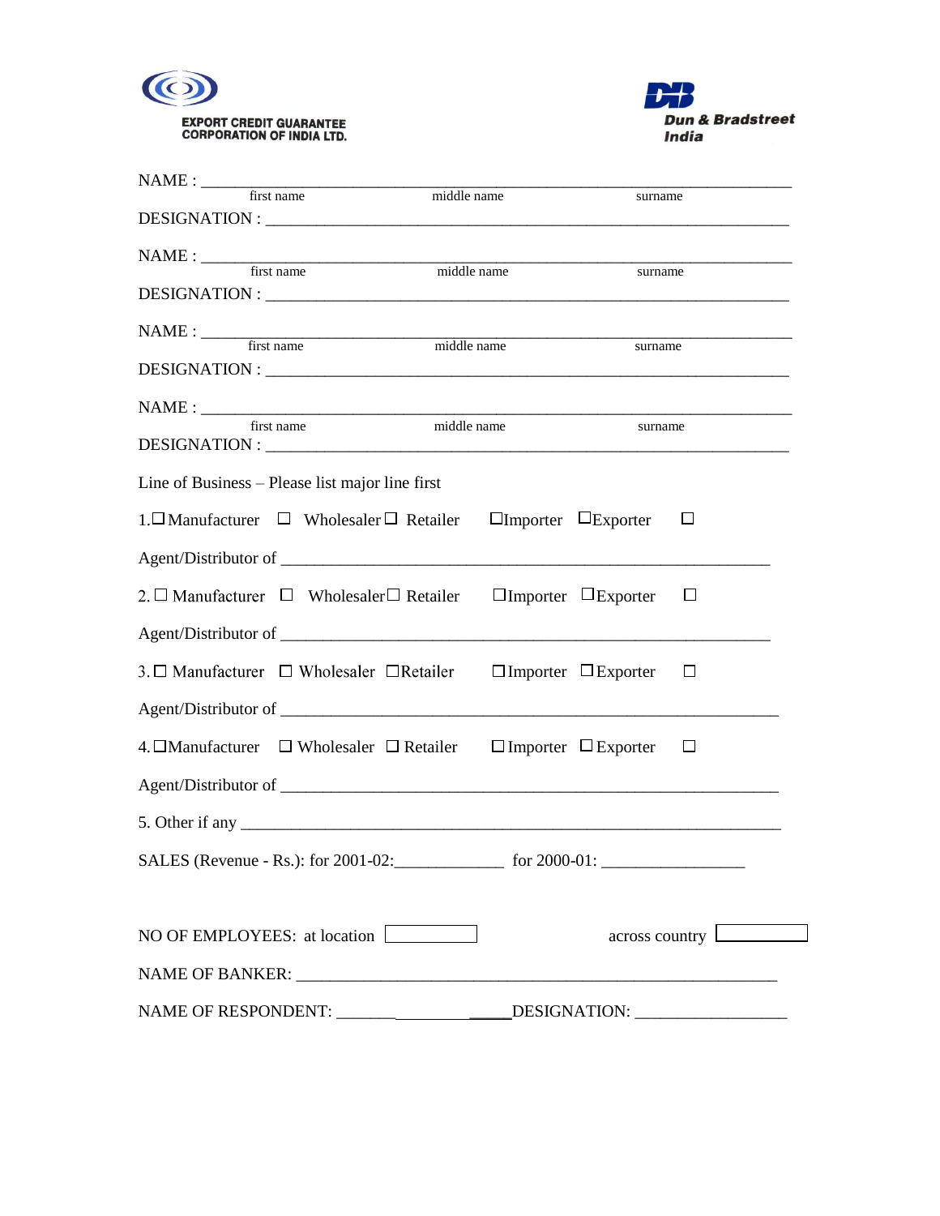EXPORT CREDIT GUARANTEE CORPORATION OF INDIA LTD.

Dun & Bradstreet India

NAME : ______________________________________________________________
first name middle name surname

DESIGNATION : ________________________________________________________

NAME : ______________________________________________________________
first name middle name surname

DESIGNATION : ________________________________________________________

NAME : ______________________________________________________________
first name middle name surname

DESIGNATION : ________________________________________________________

NAME : ______________________________________________________________
first name middle name surname

DESIGNATION : ________________________________________________________

Line of Business – Please list major line first

1. ☐ Manufacturer ☐ Wholesaler ☐ Retailer ☐ Importer ☐ Exporter ☐

Agent/Distributor of ____________________________________________________

2. ☐ Manufacturer ☐ Wholesaler ☐ Retailer ☐ Importer ☐ Exporter ☐

Agent/Distributor of ____________________________________________________

3. ☐ Manufacturer ☐ Wholesaler ☐ Retailer ☐ Importer ☐ Exporter ☐

Agent/Distributor of ____________________________________________________

4. ☐ Manufacturer ☐ Wholesaler ☐ Retailer ☐ Importer ☐ Exporter ☐

Agent/Distributor of ____________________________________________________

5. Other if any _________________________________________________________

SALES (Revenue - Rs.): for 2001-02:____________ for 2000-01: ________________

NO OF EMPLOYEES: at location ☐ across country ☐

NAME OF BANKER: ______________________________________________________

NAME OF RESPONDENT: ____________________DESIGNATION: _________________